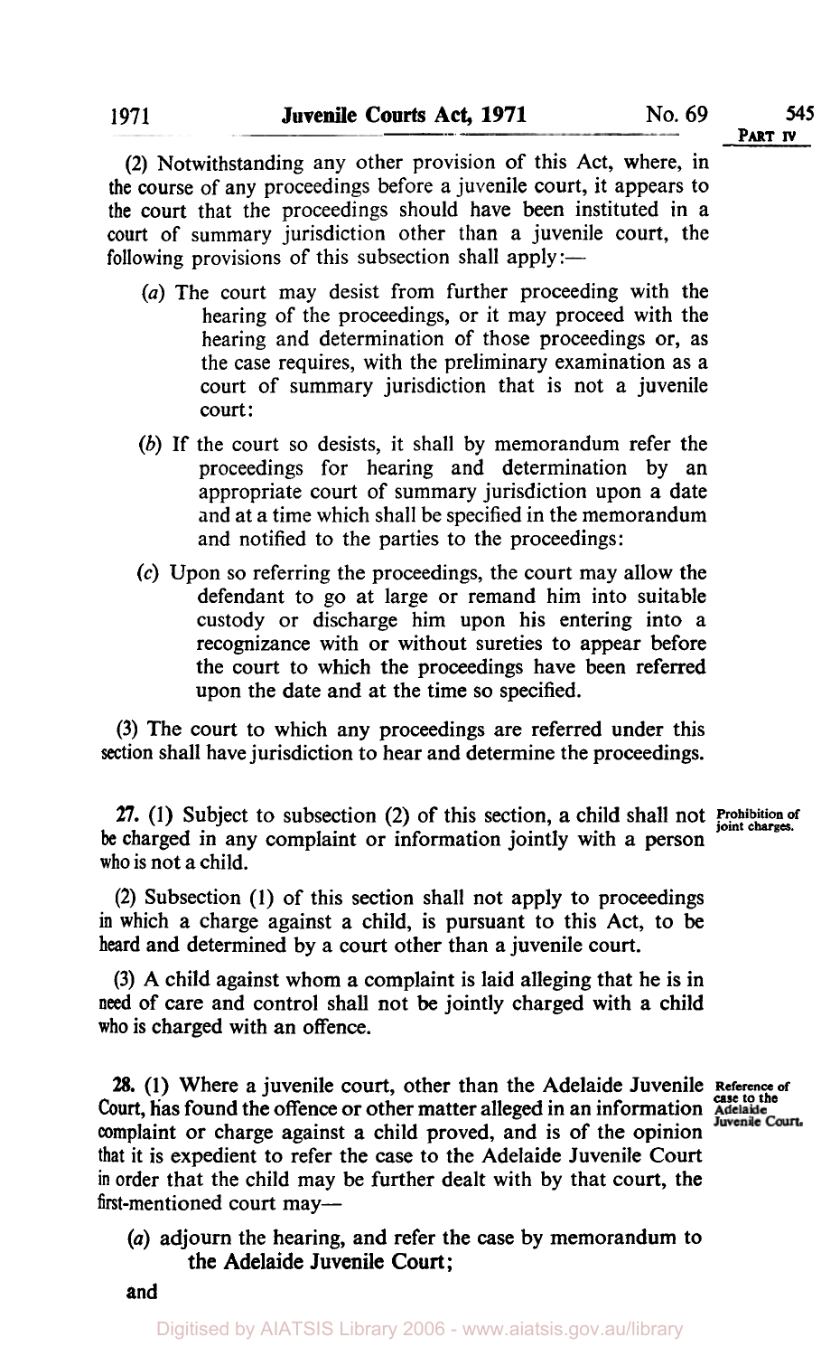(2) Notwithstanding any other provision of this Act, where, in the course of any proceedings before a juvenile court, it appears to the court that the proceedings should have been instituted in a court of summary jurisdiction other than a juvenile court, the following provisions of this subsection shall apply:—

(*a*) The court may desist from further proceeding with the hearing of the proceedings, or it may proceed with the hearing and determination of those proceedings or, as the case requires, with the preliminary examination as a court of summary jurisdiction that is not a juvenile court:

(*b*) If the court so desists, it shall by memorandum refer the proceedings for hearing and determination by an appropriate court of summary jurisdiction upon a date and at a time which shall be specified in the memorandum and notified to the parties to the proceedings:

(*c*) Upon so referring the proceedings, the court may allow the defendant to go at large or remand him into suitable custody or discharge him upon his entering into a recognizance with or without sureties to appear before the court to which the proceedings have been referred upon the date and at the time so specified.

(3) The court to which any proceedings are referred under this section shall have jurisdiction to hear and determine the proceedings.

**Prohibition of joint charges.**

**27.** (1) Subject to subsection (2) of this section, a child shall not be charged in any complaint or information jointly with a person who is not a child.

(2) Subsection (1) of this section shall not apply to proceedings in which a charge against a child, is pursuant to this Act, to be heard and determined by a court other than a juvenile court.

(3) A child against whom a complaint is laid alleging that he is in need of care and control shall not be jointly charged with a child who is charged with an offence.

**Reference of case to the Adelaide Juvenile Court.**

**28.** (1) Where a juvenile court, other than the Adelaide Juvenile Court, has found the offence or other matter alleged in an information complaint or charge against a child proved, and is of the opinion that it is expedient to refer the case to the Adelaide Juvenile Court in order that the child may be further dealt with by that court, the first-mentioned court may—

(*a*) adjourn the hearing, and refer the case by memorandum to the Adelaide Juvenile Court;

and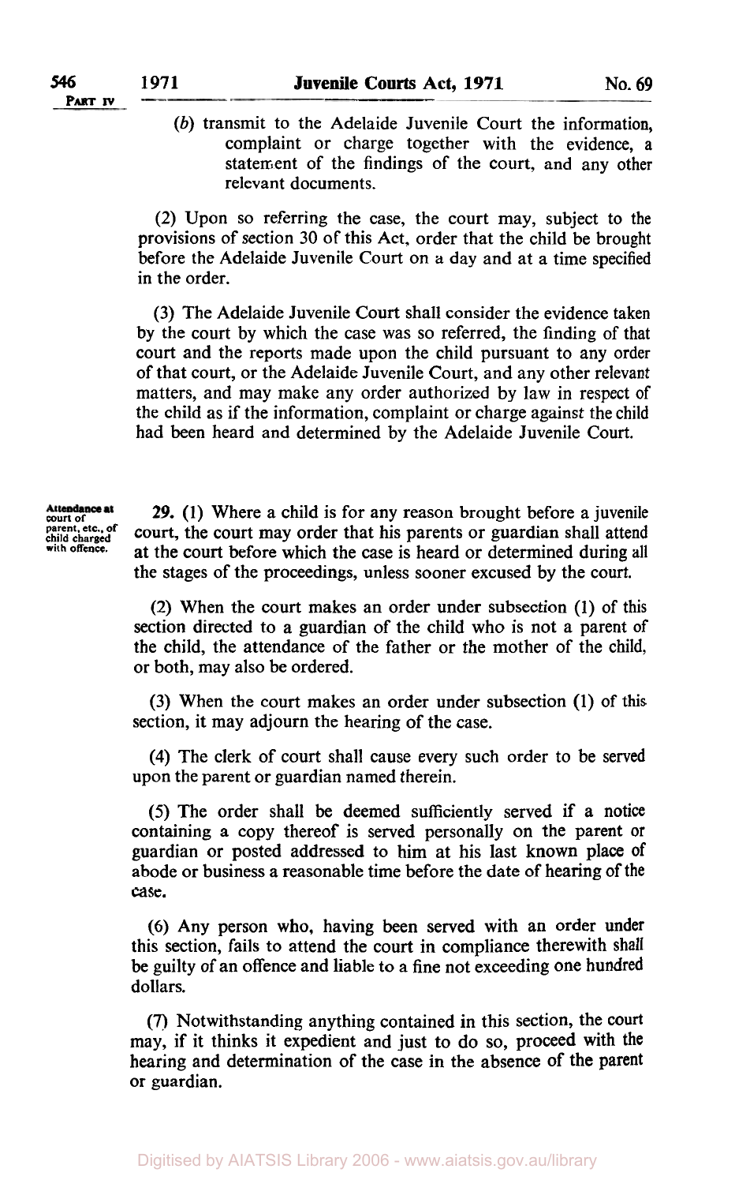(*b*) transmit to the Adelaide Juvenile Court the information, complaint or charge together with the evidence, a statement of the findings of the court, and any other relevant documents.

(2) Upon so referring the case, the court may, subject to the provisions of section 30 of this Act, order that the child be brought before the Adelaide Juvenile Court on a day and at a time specified in the order.

(3) The Adelaide Juvenile Court shall consider the evidence taken by the court by which the case was so referred, the finding of that court and the reports made upon the child pursuant to any order of that court, or the Adelaide Juvenile Court, and any other relevant matters, and may make any order authorized by law in respect of the child as if the information, complaint or charge against the child had been heard and determined by the Adelaide Juvenile Court.

**Attendance at court of parent, etc., of child charged with offence.**

**29.** (1) Where a child is for any reason brought before a juvenile court, the court may order that his parents or guardian shall attend at the court before which the case is heard or determined during all the stages of the proceedings, unless sooner excused by the court.

(2) When the court makes an order under subsection (1) of this section directed to a guardian of the child who is not a parent of the child, the attendance of the father or the mother of the child, or both, may also be ordered.

(3) When the court makes an order under subsection (1) of this section, it may adjourn the hearing of the case.

(4) The clerk of court shall cause every such order to be served upon the parent or guardian named therein.

(5) The order shall be deemed sufficiently served if a notice containing a copy thereof is served personally on the parent or guardian or posted addressed to him at his last known place of abode or business a reasonable time before the date of hearing of the case.

(6) Any person who, having been served with an order under this section, fails to attend the court in compliance therewith shall be guilty of an offence and liable to a fine not exceeding one hundred dollars.

(7) Notwithstanding anything contained in this section, the court may, if it thinks it expedient and just to do so, proceed with the hearing and determination of the case in the absence of the parent or guardian.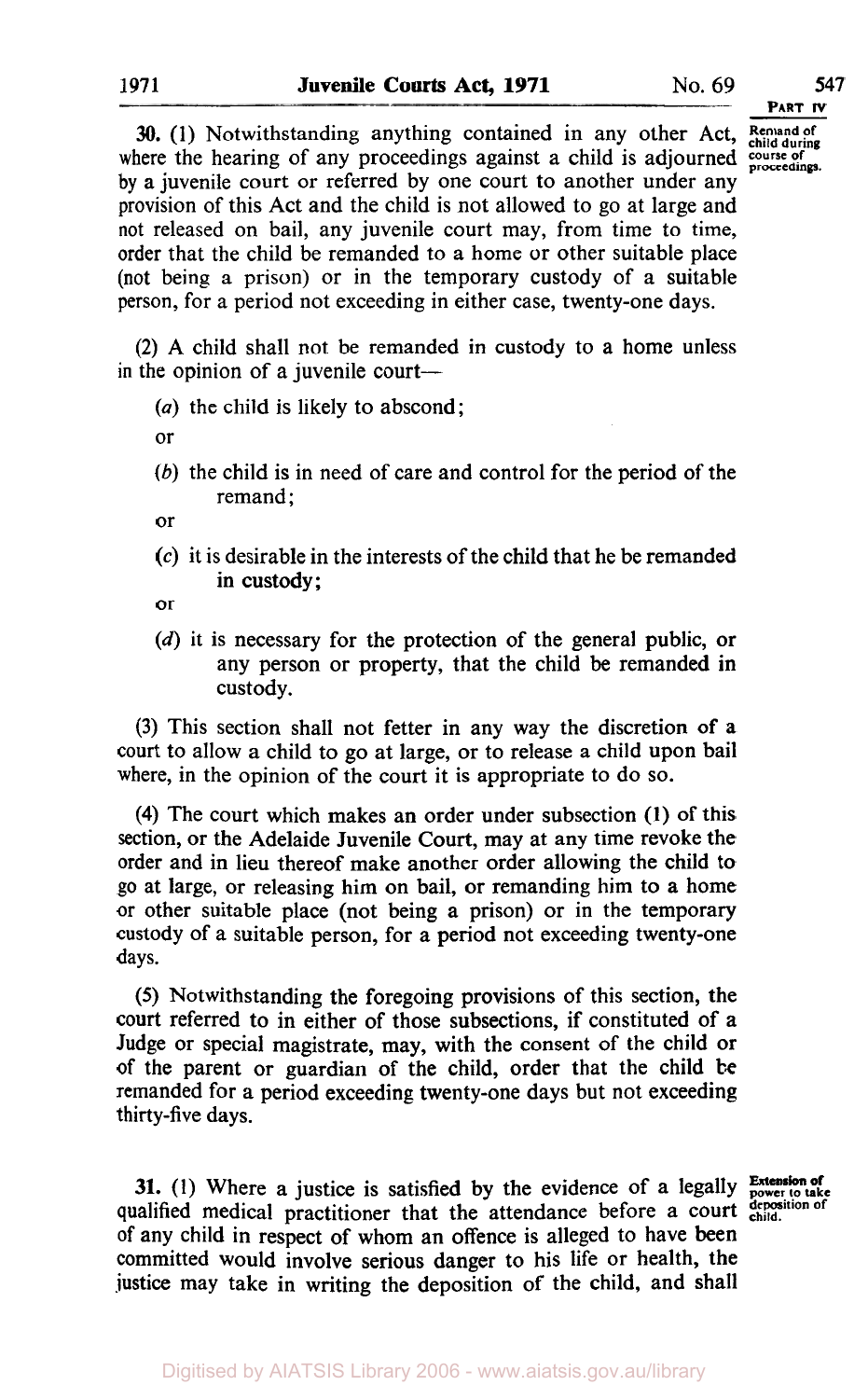**Remand of child during course of proceedings.**

**30.** (1) Notwithstanding anything contained in any other Act, where the hearing of any proceedings against a child is adjourned by a juvenile court or referred by one court to another under any provision of this Act and the child is not allowed to go at large and not released on bail, any juvenile court may, from time to time, order that the child be remanded to a home or other suitable place (not being a prison) or in the temporary custody of a suitable person, for a period not exceeding in either case, twenty-one days.

(2) A child shall not be remanded in custody to a home unless in the opinion of a juvenile court—

(*a*) the child is likely to abscond;

or

(*b*) the child is in need of care and control for the period of the remand;

or

(*c*) it is desirable in the interests of the child that he be remanded in custody;

or

(*d*) it is necessary for the protection of the general public, or any person or property, that the child be remanded in custody.

(3) This section shall not fetter in any way the discretion of a court to allow a child to go at large, or to release a child upon bail where, in the opinion of the court it is appropriate to do so.

(4) The court which makes an order under subsection (1) of this section, or the Adelaide Juvenile Court, may at any time revoke the order and in lieu thereof make another order allowing the child to go at large, or releasing him on bail, or remanding him to a home or other suitable place (not being a prison) or in the temporary custody of a suitable person, for a period not exceeding twenty-one days.

(5) Notwithstanding the foregoing provisions of this section, the court referred to in either of those subsections, if constituted of a Judge or special magistrate, may, with the consent of the child or of the parent or guardian of the child, order that the child be remanded for a period exceeding twenty-one days but not exceeding thirty-five days.

**Extension of power to take deposition of child.**

**31.** (1) Where a justice is satisfied by the evidence of a legally qualified medical practitioner that the attendance before a court of any child in respect of whom an offence is alleged to have been committed would involve serious danger to his life or health, the justice may take in writing the deposition of the child, and shall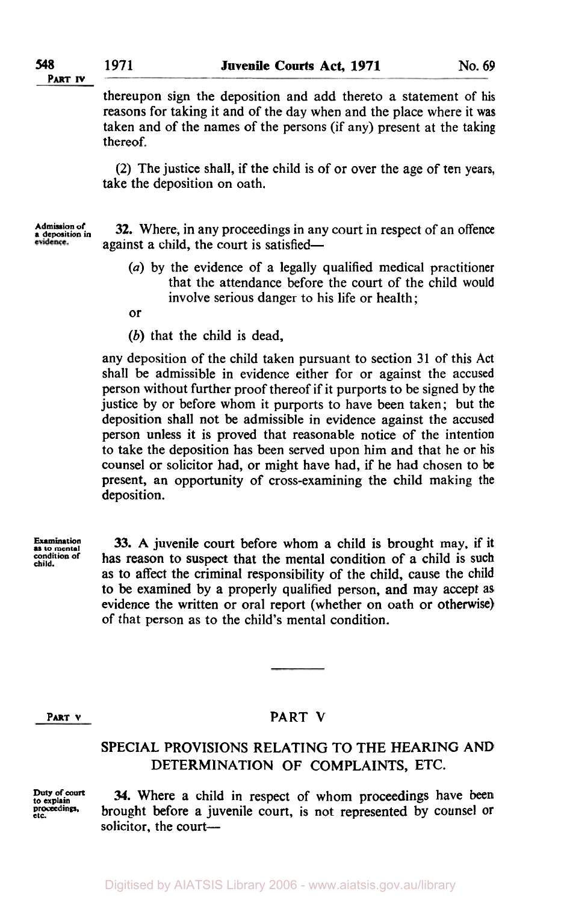thereupon sign the deposition and add thereto a statement of his reasons for taking it and of the day when and the place where it was taken and of the names of the persons (if any) present at the taking thereof.

(2) The justice shall, if the child is of or over the age of ten years, take the deposition on oath.

**Admission of a deposition in evidence.**

**32.** Where, in any proceedings in any court in respect of an offence against a child, the court is satisfied—

(*a*) by the evidence of a legally qualified medical practitioner that the attendance before the court of the child would involve serious danger to his life or health;

or

(*b*) that the child is dead,

any deposition of the child taken pursuant to section 31 of this Act shall be admissible in evidence either for or against the accused person without further proof thereof if it purports to be signed by the justice by or before whom it purports to have been taken; but the deposition shall not be admissible in evidence against the accused person unless it is proved that reasonable notice of the intention to take the deposition has been served upon him and that he or his counsel or solicitor had, or might have had, if he had chosen to be present, an opportunity of cross-examining the child making the deposition.

**Examination as to mental condition of child.**

**33.** A juvenile court before whom a child is brought may, if it has reason to suspect that the mental condition of a child is such as to affect the criminal responsibility of the child, cause the child to be examined by a properly qualified person, and may accept as evidence the written or oral report (whether on oath or otherwise) of that person as to the child's mental condition.

## PART V

### SPECIAL PROVISIONS RELATING TO THE HEARING AND DETERMINATION OF COMPLAINTS, ETC.

**Duty of court to explain proceedings, etc.**

**34.** Where a child in respect of whom proceedings have been brought before a juvenile court, is not represented by counsel or solicitor, the court—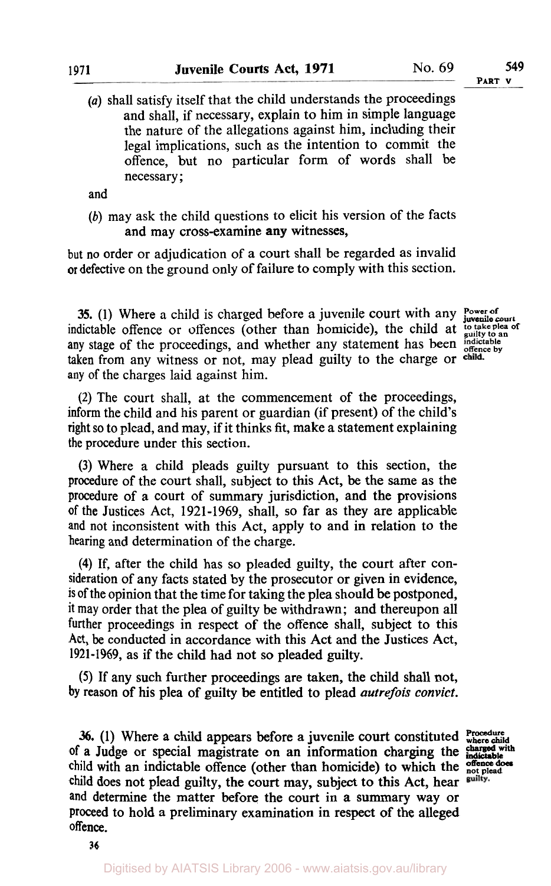(a) shall satisfy itself that the child understands the proceedings and shall, if necessary, explain to him in simple language the nature of the allegations against him, including their legal implications, such as the intention to commit the offence, but no particular form of words shall be necessary;

and

(b) may ask the child questions to elicit his version of the facts and may cross-examine any witnesses,

but no order or adjudication of a court shall be regarded as invalid or defective on the ground only of failure to comply with this section.

**Power of juvenile court to take plea of guilty to an indictable offence by child.**

**35.** (1) Where a child is charged before a juvenile court with any indictable offence or offences (other than homicide), the child at any stage of the proceedings, and whether any statement has been taken from any witness or not, may plead guilty to the charge or any of the charges laid against him.

(2) The court shall, at the commencement of the proceedings, inform the child and his parent or guardian (if present) of the child's right so to plead, and may, if it thinks fit, make a statement explaining the procedure under this section.

(3) Where a child pleads guilty pursuant to this section, the procedure of the court shall, subject to this Act, be the same as the procedure of a court of summary jurisdiction, and the provisions of the Justices Act, 1921-1969, shall, so far as they are applicable and not inconsistent with this Act, apply to and in relation to the hearing and determination of the charge.

(4) If, after the child has so pleaded guilty, the court after consideration of any facts stated by the prosecutor or given in evidence, is of the opinion that the time for taking the plea should be postponed, it may order that the plea of guilty be withdrawn; and thereupon all further proceedings in respect of the offence shall, subject to this Act, be conducted in accordance with this Act and the Justices Act, 1921-1969, as if the child had not so pleaded guilty.

(5) If any such further proceedings are taken, the child shall not, by reason of his plea of guilty be entitled to plead *autrefois convict*.

**Procedure where child charged with indictable offence does not plead guilty.**

**36.** (1) Where a child appears before a juvenile court constituted of a Judge or special magistrate on an information charging the child with an indictable offence (other than homicide) to which the child does not plead guilty, the court may, subject to this Act, hear and determine the matter before the court in a summary way or proceed to hold a preliminary examination in respect of the alleged offence.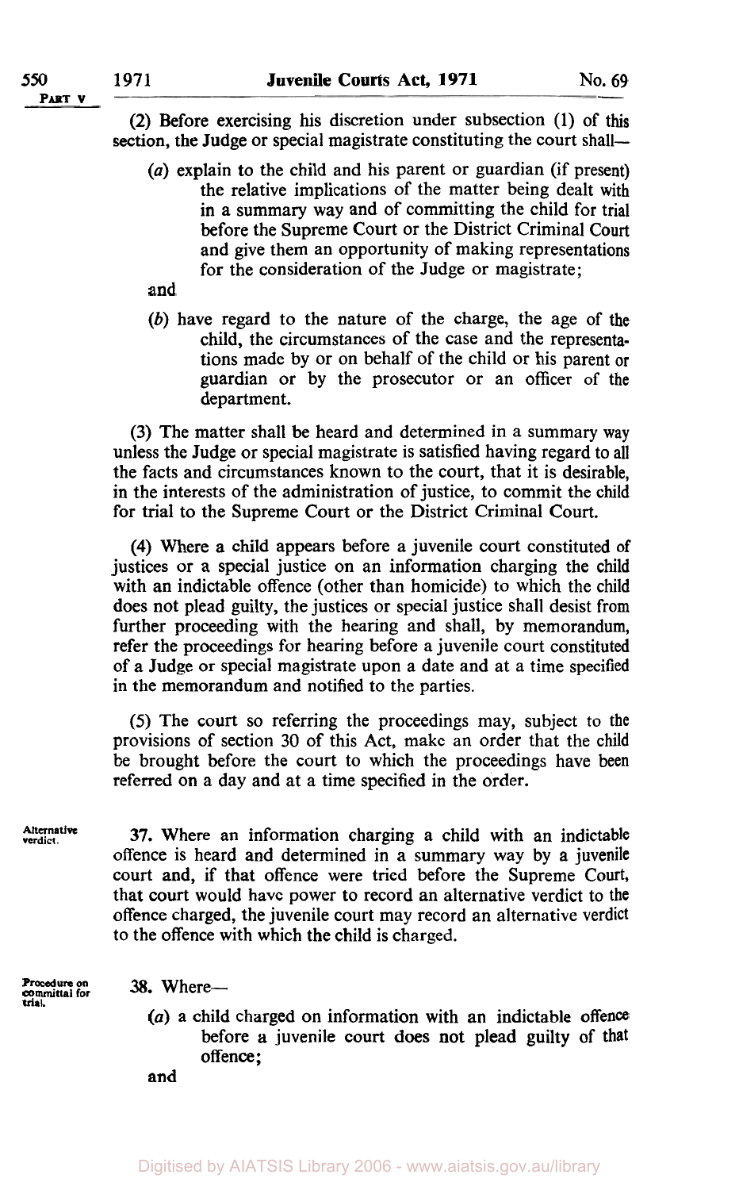(2) Before exercising his discretion under subsection (1) of this section, the Judge or special magistrate constituting the court shall—

(a) explain to the child and his parent or guardian (if present) the relative implications of the matter being dealt with in a summary way and of committing the child for trial before the Supreme Court or the District Criminal Court and give them an opportunity of making representations for the consideration of the Judge or magistrate;

and

(b) have regard to the nature of the charge, the age of the child, the circumstances of the case and the representations made by or on behalf of the child or his parent or guardian or by the prosecutor or an officer of the department.

(3) The matter shall be heard and determined in a summary way unless the Judge or special magistrate is satisfied having regard to all the facts and circumstances known to the court, that it is desirable, in the interests of the administration of justice, to commit the child for trial to the Supreme Court or the District Criminal Court.

(4) Where a child appears before a juvenile court constituted of justices or a special justice on an information charging the child with an indictable offence (other than homicide) to which the child does not plead guilty, the justices or special justice shall desist from further proceeding with the hearing and shall, by memorandum, refer the proceedings for hearing before a juvenile court constituted of a Judge or special magistrate upon a date and at a time specified in the memorandum and notified to the parties.

(5) The court so referring the proceedings may, subject to the provisions of section 30 of this Act, make an order that the child be brought before the court to which the proceedings have been referred on a day and at a time specified in the order.

Alternative verdict.

**37.** Where an information charging a child with an indictable offence is heard and determined in a summary way by a juvenile court and, if that offence were tried before the Supreme Court, that court would have power to record an alternative verdict to the offence charged, the juvenile court may record an alternative verdict to the offence with which the child is charged.

Procedure on committal for trial.

**38.** Where—

(a) a child charged on information with an indictable offence before a juvenile court does not plead guilty of that offence;

and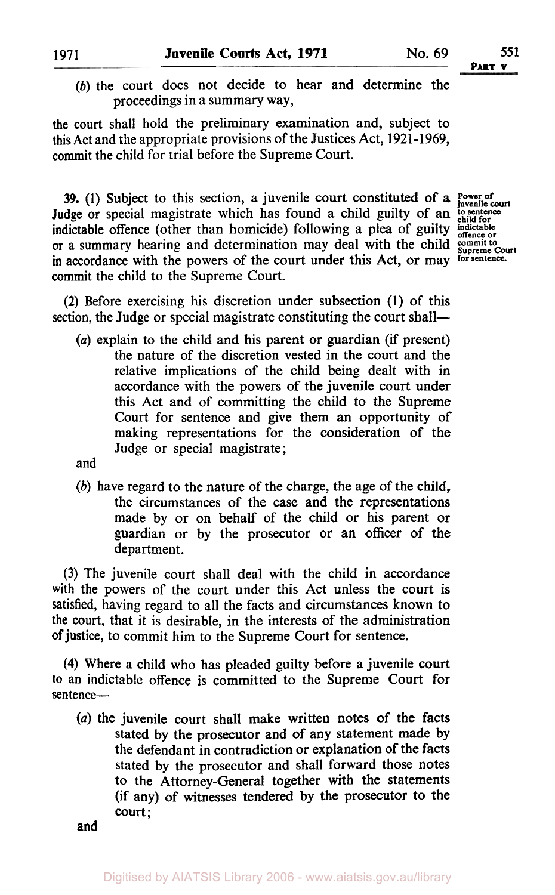(*b*) the court does not decide to hear and determine the proceedings in a summary way,

the court shall hold the preliminary examination and, subject to this Act and the appropriate provisions of the Justices Act, 1921-1969, commit the child for trial before the Supreme Court.

**Power of juvenile court to sentence child for indictable offence or commit to Supreme Court for sentence.**

**39.** (1) Subject to this section, a juvenile court constituted of a Judge or special magistrate which has found a child guilty of an indictable offence (other than homicide) following a plea of guilty or a summary hearing and determination may deal with the child in accordance with the powers of the court under this Act, or may commit the child to the Supreme Court.

(2) Before exercising his discretion under subsection (1) of this section, the Judge or special magistrate constituting the court shall—

(*a*) explain to the child and his parent or guardian (if present) the nature of the discretion vested in the court and the relative implications of the child being dealt with in accordance with the powers of the juvenile court under this Act and of committing the child to the Supreme Court for sentence and give them an opportunity of making representations for the consideration of the Judge or special magistrate;

and

(*b*) have regard to the nature of the charge, the age of the child, the circumstances of the case and the representations made by or on behalf of the child or his parent or guardian or by the prosecutor or an officer of the department.

(3) The juvenile court shall deal with the child in accordance with the powers of the court under this Act unless the court is satisfied, having regard to all the facts and circumstances known to the court, that it is desirable, in the interests of the administration of justice, to commit him to the Supreme Court for sentence.

(4) Where a child who has pleaded guilty before a juvenile court to an indictable offence is committed to the Supreme Court for sentence—

(*a*) the juvenile court shall make written notes of the facts stated by the prosecutor and of any statement made by the defendant in contradiction or explanation of the facts stated by the prosecutor and shall forward those notes to the Attorney-General together with the statements (if any) of witnesses tendered by the prosecutor to the court;

and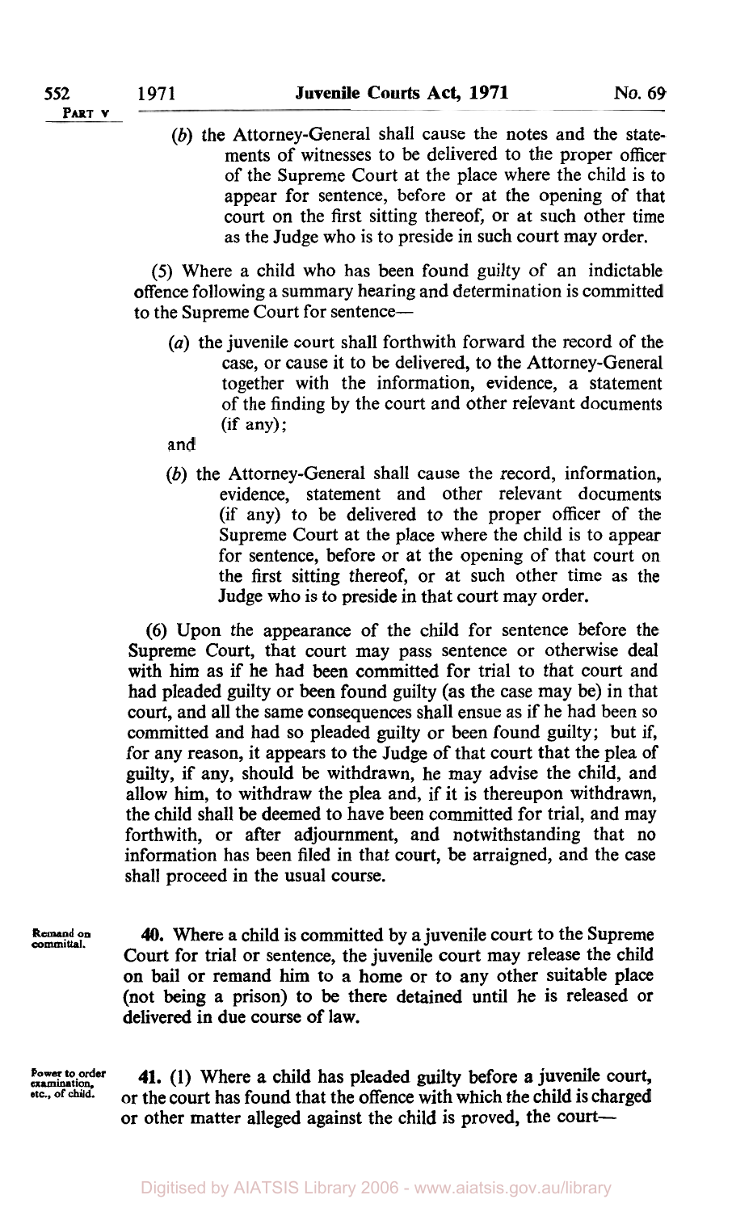(*b*) the Attorney-General shall cause the notes and the statements of witnesses to be delivered to the proper officer of the Supreme Court at the place where the child is to appear for sentence, before or at the opening of that court on the first sitting thereof, or at such other time as the Judge who is to preside in such court may order.

(5) Where a child who has been found guilty of an indictable offence following a summary hearing and determination is committed to the Supreme Court for sentence—

(*a*) the juvenile court shall forthwith forward the record of the case, or cause it to be delivered, to the Attorney-General together with the information, evidence, a statement of the finding by the court and other relevant documents (if any);

and

(*b*) the Attorney-General shall cause the record, information, evidence, statement and other relevant documents (if any) to be delivered to the proper officer of the Supreme Court at the place where the child is to appear for sentence, before or at the opening of that court on the first sitting thereof, or at such other time as the Judge who is to preside in that court may order.

(6) Upon the appearance of the child for sentence before the Supreme Court, that court may pass sentence or otherwise deal with him as if he had been committed for trial to that court and had pleaded guilty or been found guilty (as the case may be) in that court, and all the same consequences shall ensue as if he had been so committed and had so pleaded guilty or been found guilty; but if, for any reason, it appears to the Judge of that court that the plea of guilty, if any, should be withdrawn, he may advise the child, and allow him, to withdraw the plea and, if it is thereupon withdrawn, the child shall be deemed to have been committed for trial, and may forthwith, or after adjournment, and notwithstanding that no information has been filed in that court, be arraigned, and the case shall proceed in the usual course.

Remand on committal.

**40.** Where a child is committed by a juvenile court to the Supreme Court for trial or sentence, the juvenile court may release the child on bail or remand him to a home or to any other suitable place (not being a prison) to be there detained until he is released or delivered in due course of law.

Power to order examination, etc., of child.

**41.** (1) Where a child has pleaded guilty before a juvenile court, or the court has found that the offence with which the child is charged or other matter alleged against the child is proved, the court—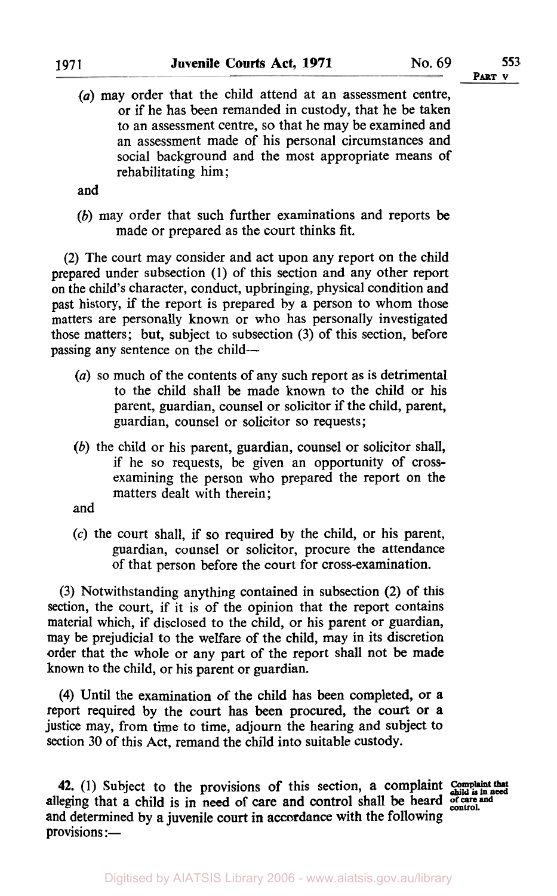(*a*) may order that the child attend at an assessment centre, or if he has been remanded in custody, that he be taken to an assessment centre, so that he may be examined and an assessment made of his personal circumstances and social background and the most appropriate means of rehabilitating him;

and

(*b*) may order that such further examinations and reports be made or prepared as the court thinks fit.

(2) The court may consider and act upon any report on the child prepared under subsection (1) of this section and any other report on the child's character, conduct, upbringing, physical condition and past history, if the report is prepared by a person to whom those matters are personally known or who has personally investigated those matters; but, subject to subsection (3) of this section, before passing any sentence on the child—

(*a*) so much of the contents of any such report as is detrimental to the child shall be made known to the child or his parent, guardian, counsel or solicitor if the child, parent, guardian, counsel or solicitor so requests;

(*b*) the child or his parent, guardian, counsel or solicitor shall, if he so requests, be given an opportunity of cross-examining the person who prepared the report on the matters dealt with therein;

and

(*c*) the court shall, if so required by the child, or his parent, guardian, counsel or solicitor, procure the attendance of that person before the court for cross-examination.

(3) Notwithstanding anything contained in subsection (2) of this section, the court, if it is of the opinion that the report contains material which, if disclosed to the child, or his parent or guardian, may be prejudicial to the welfare of the child, may in its discretion order that the whole or any part of the report shall not be made known to the child, or his parent or guardian.

(4) Until the examination of the child has been completed, or a report required by the court has been procured, the court or a justice may, from time to time, adjourn the hearing and subject to section 30 of this Act, remand the child into suitable custody.

**42.** (1) Subject to the provisions of this section, a complaint alleging that a child is in need of care and control shall be heard and determined by a juvenile court in accordance with the following provisions:—

*Complaint that child is in need of care and control.*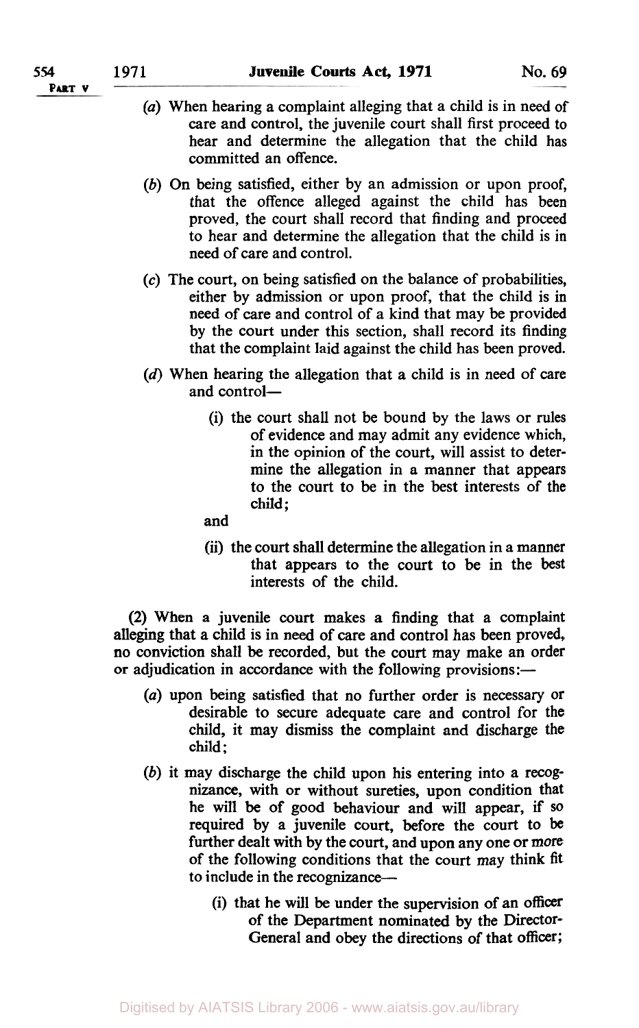(a) When hearing a complaint alleging that a child is in need of care and control, the juvenile court shall first proceed to hear and determine the allegation that the child has committed an offence.

(b) On being satisfied, either by an admission or upon proof, that the offence alleged against the child has been proved, the court shall record that finding and proceed to hear and determine the allegation that the child is in need of care and control.

(c) The court, on being satisfied on the balance of probabilities, either by admission or upon proof, that the child is in need of care and control of a kind that may be provided by the court under this section, shall record its finding that the complaint laid against the child has been proved.

(d) When hearing the allegation that a child is in need of care and control—

(i) the court shall not be bound by the laws or rules of evidence and may admit any evidence which, in the opinion of the court, will assist to determine the allegation in a manner that appears to the court to be in the best interests of the child;

and

(ii) the court shall determine the allegation in a manner that appears to the court to be in the best interests of the child.

(2) When a juvenile court makes a finding that a complaint alleging that a child is in need of care and control has been proved, no conviction shall be recorded, but the court may make an order or adjudication in accordance with the following provisions:—

(a) upon being satisfied that no further order is necessary or desirable to secure adequate care and control for the child, it may dismiss the complaint and discharge the child;

(b) it may discharge the child upon his entering into a recognizance, with or without sureties, upon condition that he will be of good behaviour and will appear, if so required by a juvenile court, before the court to be further dealt with by the court, and upon any one or more of the following conditions that the court may think fit to include in the recognizance—

(i) that he will be under the supervision of an officer of the Department nominated by the Director-General and obey the directions of that officer;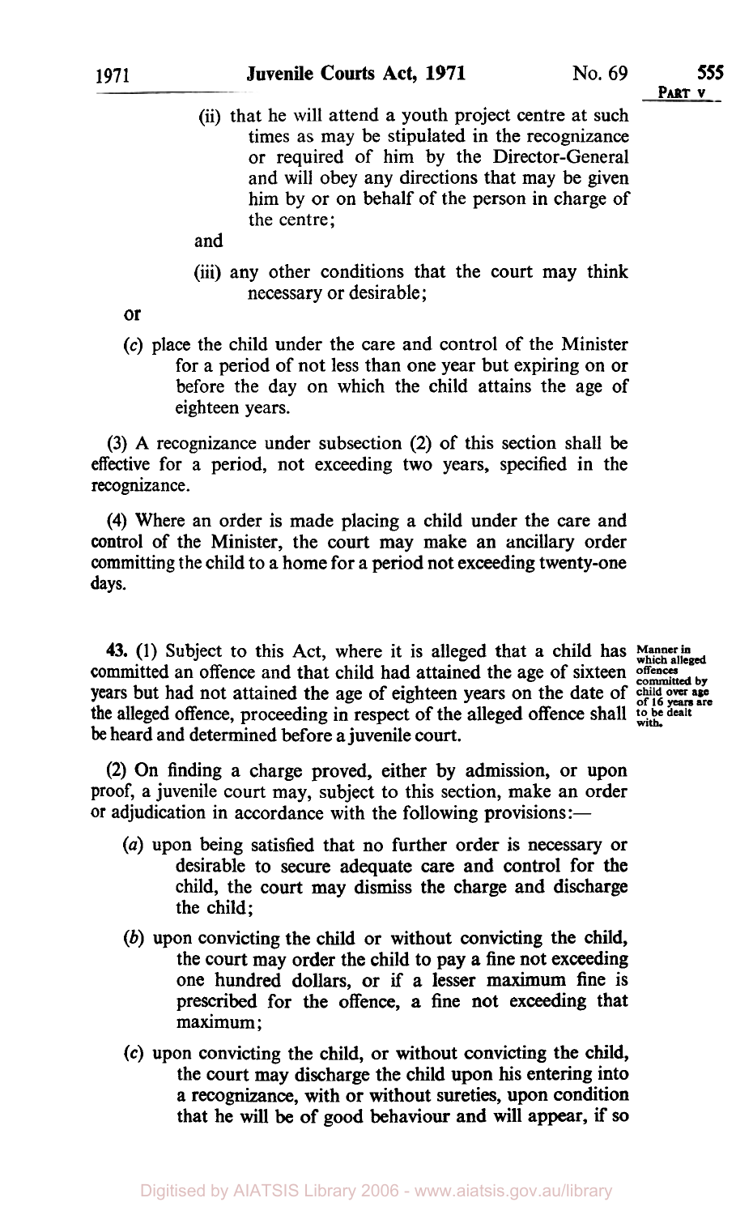(ii) that he will attend a youth project centre at such times as may be stipulated in the recognizance or required of him by the Director-General and will obey any directions that may be given him by or on behalf of the person in charge of the centre;

and

(iii) any other conditions that the court may think necessary or desirable;

or

(c) place the child under the care and control of the Minister for a period of not less than one year but expiring on or before the day on which the child attains the age of eighteen years.

(3) A recognizance under subsection (2) of this section shall be effective for a period, not exceeding two years, specified in the recognizance.

(4) Where an order is made placing a child under the care and control of the Minister, the court may make an ancillary order committing the child to a home for a period not exceeding twenty-one days.

*Manner in which alleged offences committed by child over age of 16 years are to be dealt with.*

**43.** (1) Subject to this Act, where it is alleged that a child has committed an offence and that child had attained the age of sixteen years but had not attained the age of eighteen years on the date of the alleged offence, proceeding in respect of the alleged offence shall be heard and determined before a juvenile court.

(2) On finding a charge proved, either by admission, or upon proof, a juvenile court may, subject to this section, make an order or adjudication in accordance with the following provisions:—

(a) upon being satisfied that no further order is necessary or desirable to secure adequate care and control for the child, the court may dismiss the charge and discharge the child;

(b) upon convicting the child or without convicting the child, the court may order the child to pay a fine not exceeding one hundred dollars, or if a lesser maximum fine is prescribed for the offence, a fine not exceeding that maximum;

(c) upon convicting the child, or without convicting the child, the court may discharge the child upon his entering into a recognizance, with or without sureties, upon condition that he will be of good behaviour and will appear, if so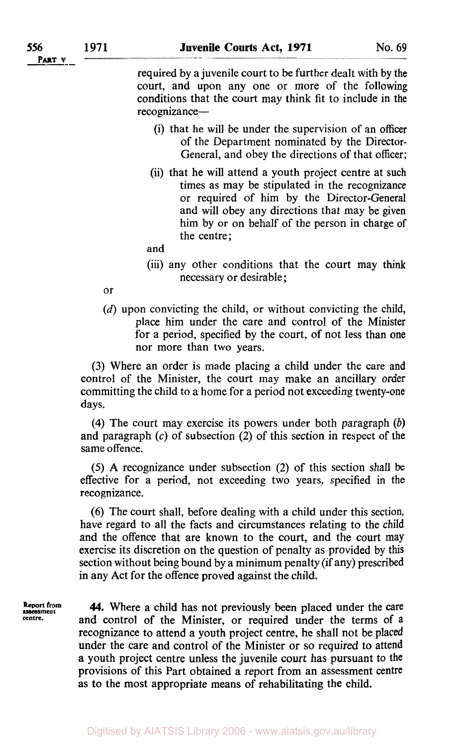required by a juvenile court to be further dealt with by the court, and upon any one or more of the following conditions that the court may think fit to include in the recognizance—

(i) that he will be under the supervision of an officer of the Department nominated by the Director-General, and obey the directions of that officer;

(ii) that he will attend a youth project centre at such times as may be stipulated in the recognizance or required of him by the Director-General and will obey any directions that may be given him by or on behalf of the person in charge of the centre;

and

(iii) any other conditions that the court may think necessary or desirable;

or

(*d*) upon convicting the child, or without convicting the child, place him under the care and control of the Minister for a period, specified by the court, of not less than one nor more than two years.

(3) Where an order is made placing a child under the care and control of the Minister, the court may make an ancillary order committing the child to a home for a period not exceeding twenty-one days.

(4) The court may exercise its powers under both paragraph (*b*) and paragraph (*c*) of subsection (2) of this section in respect of the same offence.

(5) A recognizance under subsection (2) of this section shall be effective for a period, not exceeding two years, specified in the recognizance.

(6) The court shall, before dealing with a child under this section, have regard to all the facts and circumstances relating to the child and the offence that are known to the court, and the court may exercise its discretion on the question of penalty as provided by this section without being bound by a minimum penalty (if any) prescribed in any Act for the offence proved against the child.

Report from assessment centre.

**44.** Where a child has not previously been placed under the care and control of the Minister, or required under the terms of a recognizance to attend a youth project centre, he shall not be placed under the care and control of the Minister or so required to attend a youth project centre unless the juvenile court has pursuant to the provisions of this Part obtained a report from an assessment centre as to the most appropriate means of rehabilitating the child.